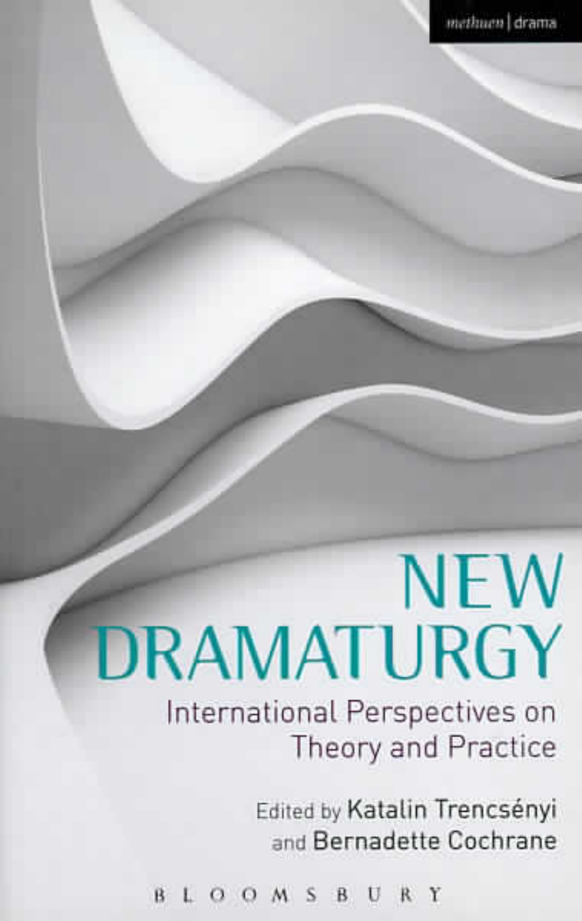methuen | drama

# NEW DRAMATURGY

## International Perspectives on Theory and Practice

Edited by Katalin Trencsényi and Bernadette Cochrane

BLOOMSBURY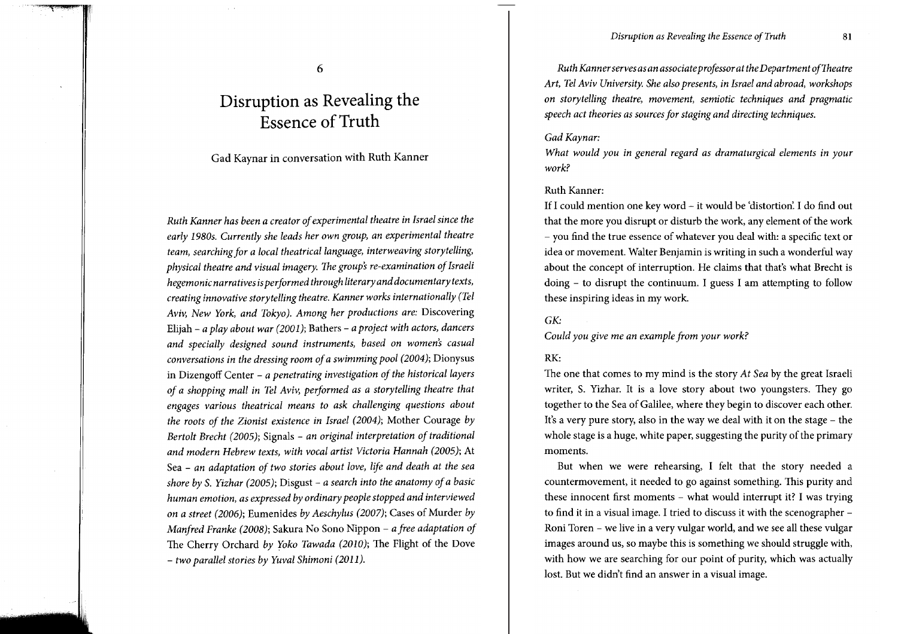# 6

# Disruption as Revealing the Essence of Truth

Gad Kaynar in conversation with Ruth Kanner

*Ruth Kanner has been a creator of experimental theatre in Israel since the early 1980s. Currently she leads her own group, an experimental theatre team, searching for a local theatrical language, interweaving storytelling, physical theatre and visual imagery. The group's re-examination of Israeli hegemonic narratives is performed through literary and documentary texts, creating innovative storytelling theatre. Kanner works internationally (Tel Aviv, New York, and Tokyo). Among her productions are:* Discovering Elijah *– a play about war (2001);* Bathers *– a project with actors, dancers and specially designed sound instruments, based on women's casual conversations in the dressing room of a swimming pool (2004);* Dionysus in Dizengoff Center *– a penetrating investigation of the historical layers of a shopping mall in Tel Aviv, performed as a storytelling theatre that engages various theatrical means to ask challenging questions about the roots of the Zionist existence in Israel (2004);* Mother Courage *by Bertolt Brecht (2005);* Signals *– an original interpretation of traditional and modern Hebrew texts, with vocal artist Victoria Hannah (2005);* At Sea *– an adaptation of two stories about love, life and death at the sea shore by S. Yizhar (2005);* Disgust *– a search into the anatomy of a basic human emotion, as expressed by ordinary people stopped and interviewed on a street (2006);* Eumenides *by Aeschylus (2007);* Cases of Murder *by Manfred Franke (2008);* Sakura No Sono Nippon *– a free adaptation of* The Cherry Orchard *by Yoko Tawada (2010);* The Flight of the Dove *– two parallel stories by Yuval Shimoni (2011).*

*Ruth Kanner serves as an associate professor at the Department of Theatre Art, Tel Aviv University. She also presents, in Israel and abroad, workshops on storytelling theatre, movement, semiotic techniques and pragmatic speech act theories as sources for staging and directing techniques.*

*Gad Kaynar:*

*What would you in general regard as dramaturgical elements in your work?*

Ruth Kanner:

If I could mention one key word – it would be 'distortion'. I do find out that the more you disrupt or disturb the work, any element of the work – you find the true essence of whatever you deal with: a specific text or idea or movement. Walter Benjamin is writing in such a wonderful way about the concept of interruption. He claims that that's what Brecht is doing – to disrupt the continuum. I guess I am attempting to follow these inspiring ideas in my work.

*GK:*

*Could you give me an example from your work?*

RK:

The one that comes to my mind is the story *At Sea* by the great Israeli writer, S. Yizhar. It is a love story about two youngsters. They go together to the Sea of Galilee, where they begin to discover each other. It's a very pure story, also in the way we deal with it on the stage – the whole stage is a huge, white paper, suggesting the purity of the primary moments.

But when we were rehearsing, I felt that the story needed a countermovement, it needed to go against something. This purity and these innocent first moments – what would interrupt it? I was trying to find it in a visual image. I tried to discuss it with the scenographer – Roni Toren – we live in a very vulgar world, and we see all these vulgar images around us, so maybe this is something we should struggle with, with how we are searching for our point of purity, which was actually lost. But we didn't find an answer in a visual image.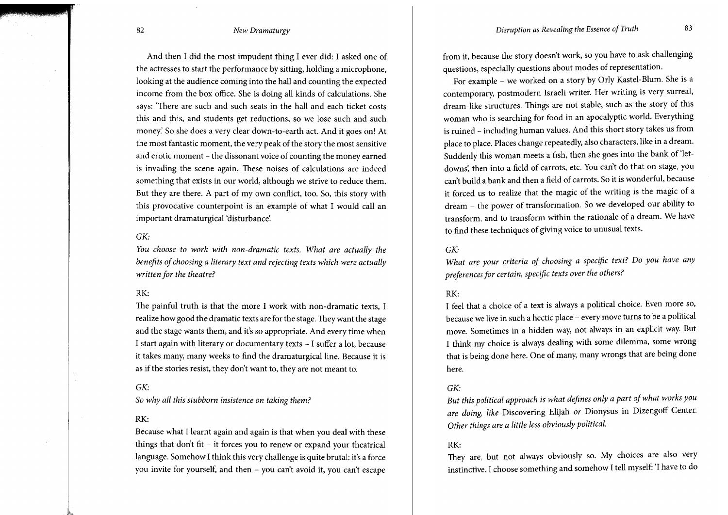And then I did the most impudent thing I ever did: I asked one of the actresses to start the performance by sitting, holding a microphone, looking at the audience coming into the hall and counting the expected income from the box office. She is doing all kinds of calculations. She says: 'There are such and such seats in the hall and each ticket costs this and this, and students get reductions, so we lose such and such money.' So she does a very clear down-to-earth act. And it goes on! At the most fantastic moment, the very peak of the story the most sensitive and erotic moment – the dissonant voice of counting the money earned is invading the scene again. These noises of calculations are indeed something that exists in our world, although we strive to reduce them. But they are there. A part of my own conflict, too. So, this story with this provocative counterpoint is an example of what I would call an important dramaturgical 'disturbance'.

GK:

*You choose to work with non-dramatic texts. What are actually the benefits of choosing a literary text and rejecting texts which were actually written for the theatre?*

RK:

The painful truth is that the more I work with non-dramatic texts, I realize how good the dramatic texts are for the stage. They want the stage and the stage wants them, and it's so appropriate. And every time when I start again with literary or documentary texts – I suffer a lot, because it takes many, many weeks to find the dramaturgical line. Because it is as if the stories resist, they don't want to, they are not meant to.

GK:

*So why all this stubborn insistence on taking them?*

RK:

Because what I learnt again and again is that when you deal with these things that don't fit – it forces you to renew or expand your theatrical language. Somehow I think this very challenge is quite brutal: it's a force you invite for yourself, and then – you can't avoid it, you can't escape from it, because the story doesn't work, so you have to ask challenging questions, especially questions about modes of representation.

For example – we worked on a story by Orly Kastel-Blum. She is a contemporary, postmodern Israeli writer. Her writing is very surreal, dream-like structures. Things are not stable, such as the story of this woman who is searching for food in an apocalyptic world. Everything is ruined – including human values. And this short story takes us from place to place. Places change repeatedly, also characters, like in a dream. Suddenly this woman meets a fish, then she goes into the bank of 'let-downs', then into a field of carrots, etc. You can't do that on stage, you can't build a bank and then a field of carrots. So it is wonderful, because it forced us to realize that the magic of the writing is the magic of a dream – the power of transformation. So we developed our ability to transform, and to transform within the rationale of a dream. We have to find these techniques of giving voice to unusual texts.

GK:

*What are your criteria of choosing a specific text? Do you have any preferences for certain, specific texts over the others?*

RK:

I feel that a choice of a text is always a political choice. Even more so, because we live in such a hectic place – every move turns to be a political move. Sometimes in a hidden way, not always in an explicit way. But I think my choice is always dealing with some dilemma, some wrong that is being done here. One of many, many wrongs that are being done here.

GK:

*But this political approach is what defines only a part of what works you are doing, like* Discovering Elijah *or* Dionysus in Dizengoff Center. *Other things are a little less obviously political.*

RK:

They are, but not always obviously so. My choices are also very instinctive. I choose something and somehow I tell myself: 'I have to do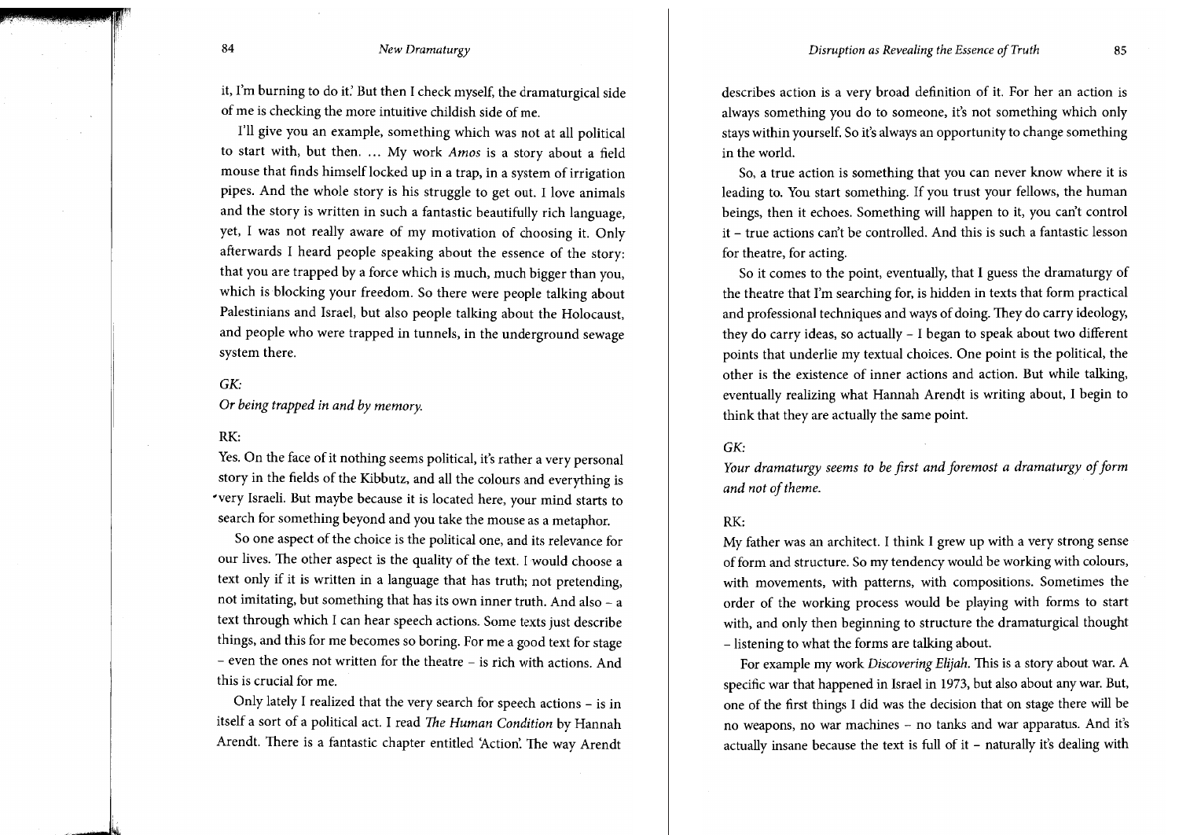it, I'm burning to do it.' But then I check myself, the dramaturgical side of me is checking the more intuitive childish side of me.

I'll give you an example, something which was not at all political to start with, but then. ... My work *Amos* is a story about a field mouse that finds himself locked up in a trap, in a system of irrigation pipes. And the whole story is his struggle to get out. I love animals and the story is written in such a fantastic beautifully rich language, yet, I was not really aware of my motivation of choosing it. Only afterwards I heard people speaking about the essence of the story: that you are trapped by a force which is much, much bigger than you, which is blocking your freedom. So there were people talking about Palestinians and Israel, but also people talking about the Holocaust, and people who were trapped in tunnels, in the underground sewage system there.

GK:

*Or being trapped in and by memory.*

RK:

Yes. On the face of it nothing seems political, it's rather a very personal story in the fields of the Kibbutz, and all the colours and everything is very Israeli. But maybe because it is located here, your mind starts to search for something beyond and you take the mouse as a metaphor.

So one aspect of the choice is the political one, and its relevance for our lives. The other aspect is the quality of the text. I would choose a text only if it is written in a language that has truth; not pretending, not imitating, but something that has its own inner truth. And also – a text through which I can hear speech actions. Some texts just describe things, and this for me becomes so boring. For me a good text for stage – even the ones not written for the theatre – is rich with actions. And this is crucial for me.

Only lately I realized that the very search for speech actions – is in itself a sort of a political act. I read *The Human Condition* by Hannah Arendt. There is a fantastic chapter entitled 'Action'. The way Arendt describes action is a very broad definition of it. For her an action is always something you do to someone, it's not something which only stays within yourself. So it's always an opportunity to change something in the world.

So, a true action is something that you can never know where it is leading to. You start something. If you trust your fellows, the human beings, then it echoes. Something will happen to it, you can't control it – true actions can't be controlled. And this is such a fantastic lesson for theatre, for acting.

So it comes to the point, eventually, that I guess the dramaturgy of the theatre that I'm searching for, is hidden in texts that form practical and professional techniques and ways of doing. They do carry ideology, they do carry ideas, so actually – I began to speak about two different points that underlie my textual choices. One point is the political, the other is the existence of inner actions and action. But while talking, eventually realizing what Hannah Arendt is writing about, I begin to think that they are actually the same point.

GK:

*Your dramaturgy seems to be first and foremost a dramaturgy of form and not of theme.*

RK:

My father was an architect. I think I grew up with a very strong sense of form and structure. So my tendency would be working with colours, with movements, with patterns, with compositions. Sometimes the order of the working process would be playing with forms to start with, and only then beginning to structure the dramaturgical thought – listening to what the forms are talking about.

For example my work *Discovering Elijah*. This is a story about war. A specific war that happened in Israel in 1973, but also about any war. But, one of the first things I did was the decision that on stage there will be no weapons, no war machines – no tanks and war apparatus. And it's actually insane because the text is full of it – naturally it's dealing with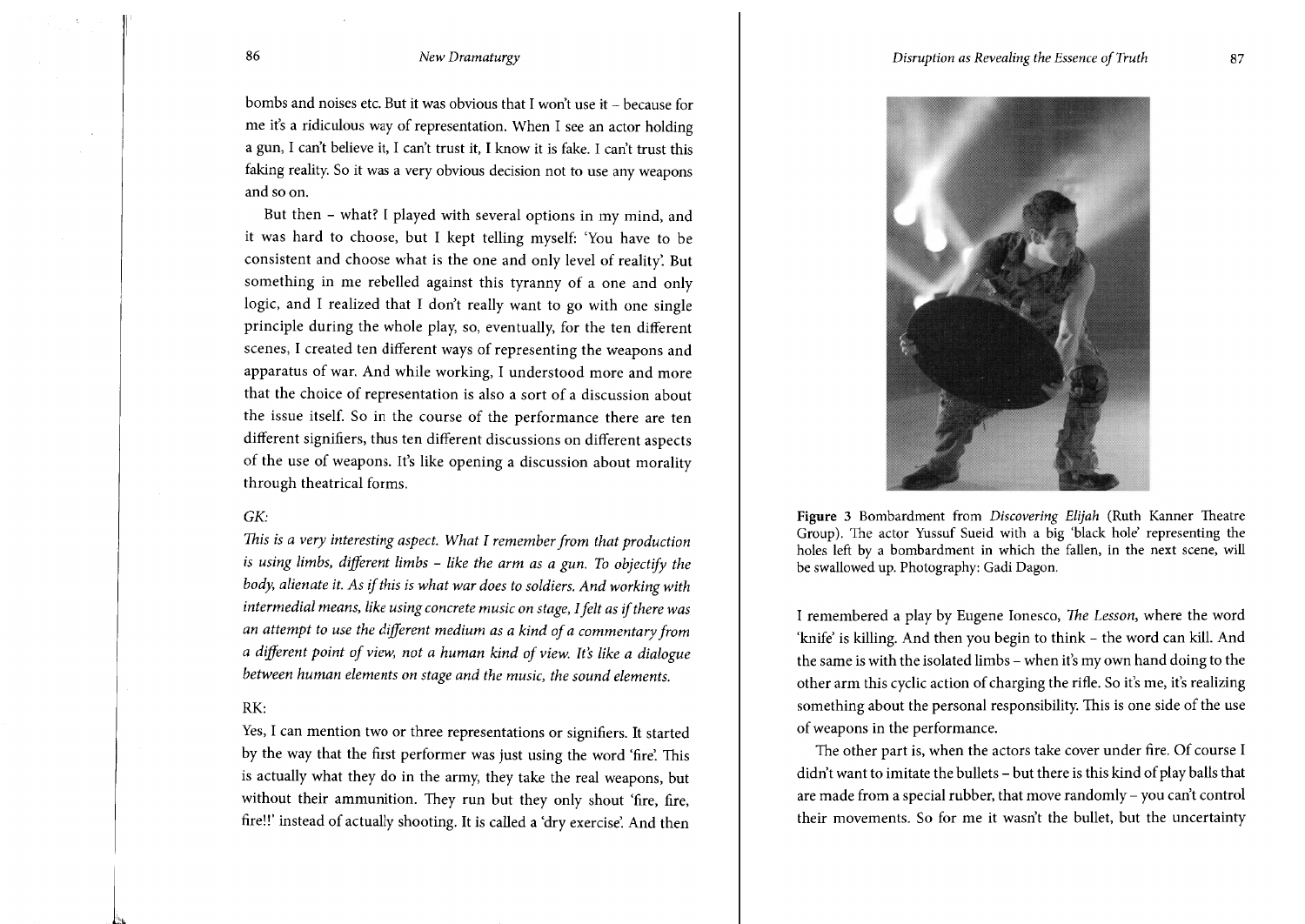bombs and noises etc. But it was obvious that I won't use it – because for me it's a ridiculous way of representation. When I see an actor holding a gun, I can't believe it, I can't trust it, I know it is fake. I can't trust this faking reality. So it was a very obvious decision not to use any weapons and so on.

But then – what? I played with several options in my mind, and it was hard to choose, but I kept telling myself: 'You have to be consistent and choose what is the one and only level of reality'. But something in me rebelled against this tyranny of a one and only logic, and I realized that I don't really want to go with one single principle during the whole play, so, eventually, for the ten different scenes, I created ten different ways of representing the weapons and apparatus of war. And while working, I understood more and more that the choice of representation is also a sort of a discussion about the issue itself. So in the course of the performance there are ten different signifiers, thus ten different discussions on different aspects of the use of weapons. It's like opening a discussion about morality through theatrical forms.

GK:

*This is a very interesting aspect. What I remember from that production is using limbs, different limbs – like the arm as a gun. To objectify the body, alienate it. As if this is what war does to soldiers. And working with intermedial means, like using concrete music on stage, I felt as if there was an attempt to use the different medium as a kind of a commentary from a different point of view, not a human kind of view. It's like a dialogue between human elements on stage and the music, the sound elements.*

RK:

Yes, I can mention two or three representations or signifiers. It started by the way that the first performer was just using the word 'fire'. This is actually what they do in the army, they take the real weapons, but without their ammunition. They run but they only shout 'fire, fire, fire!!' instead of actually shooting. It is called a 'dry exercise'. And then

Figure 3 Bombardment from *Discovering Elijah* (Ruth Kanner Theatre Group). The actor Yussuf Sueid with a big 'black hole' representing the holes left by a bombardment in which the fallen, in the next scene, will be swallowed up. Photography: Gadi Dagon.

I remembered a play by Eugene Ionesco, *The Lesson*, where the word 'knife' is killing. And then you begin to think – the word can kill. And the same is with the isolated limbs – when it's my own hand doing to the other arm this cyclic action of charging the rifle. So it's me, it's realizing something about the personal responsibility. This is one side of the use of weapons in the performance.

The other part is, when the actors take cover under fire. Of course I didn't want to imitate the bullets – but there is this kind of play balls that are made from a special rubber, that move randomly – you can't control their movements. So for me it wasn't the bullet, but the uncertainty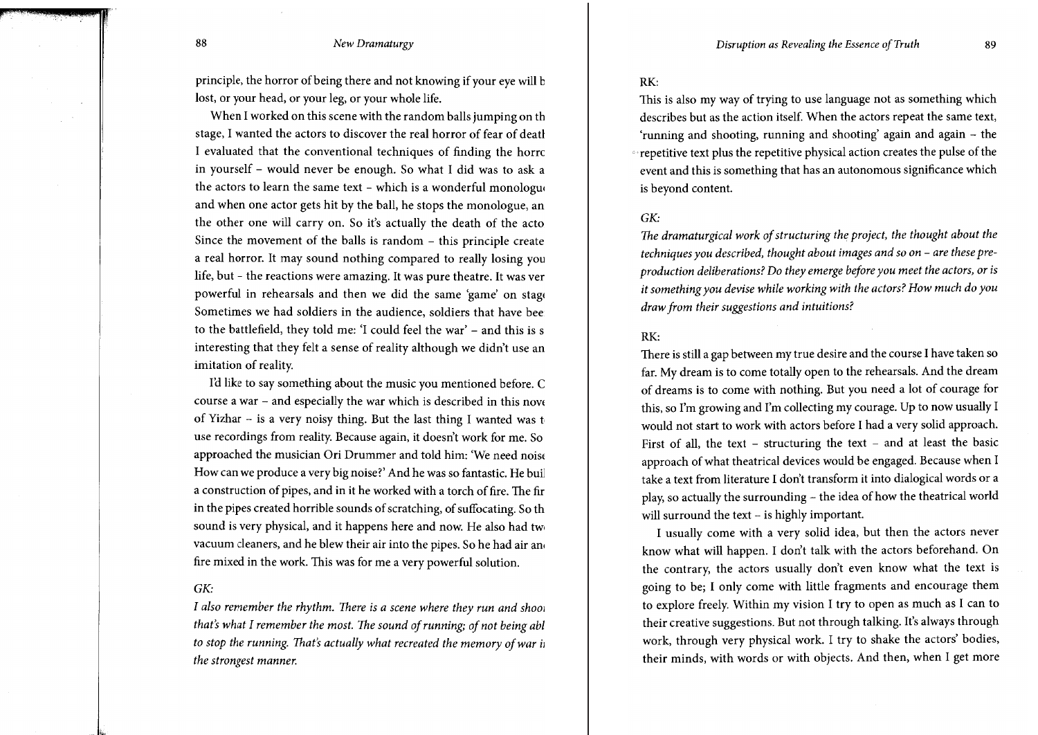principle, the horror of being there and not knowing if your eye will b lost, or your head, or your leg, or your whole life.

When I worked on this scene with the random balls jumping on th stage, I wanted the actors to discover the real horror of fear of deatl I evaluated that the conventional techniques of finding the horrc in yourself – would never be enough. So what I did was to ask a the actors to learn the same text – which is a wonderful monologu and when one actor gets hit by the ball, he stops the monologue, an the other one will carry on. So it's actually the death of the acto Since the movement of the balls is random – this principle create a real horror. It may sound nothing compared to really losing you life, but – the reactions were amazing. It was pure theatre. It was ver powerful in rehearsals and then we did the same 'game' on stag Sometimes we had soldiers in the audience, soldiers that have bee to the battlefield, they told me: 'I could feel the war' – and this is s interesting that they felt a sense of reality although we didn't use an imitation of reality.

I'd like to say something about the music you mentioned before. C course a war – and especially the war which is described in this nov of Yizhar – is a very noisy thing. But the last thing I wanted was t use recordings from reality. Because again, it doesn't work for me. So approached the musician Ori Drummer and told him: 'We need nois How can we produce a very big noise?' And he was so fantastic. He buil a construction of pipes, and in it he worked with a torch of fire. The fir in the pipes created horrible sounds of scratching, of suffocating. So th sound is very physical, and it happens here and now. He also had tw vacuum cleaners, and he blew their air into the pipes. So he had air an fire mixed in the work. This was for me a very powerful solution.

*GK:*

*I also remember the rhythm. There is a scene where they run and shoo that's what I remember the most. The sound of running; of not being abl to stop the running. That's actually what recreated the memory of war i the strongest manner.*

RK:

This is also my way of trying to use language not as something which describes but as the action itself. When the actors repeat the same text, 'running and shooting, running and shooting' again and again – the repetitive text plus the repetitive physical action creates the pulse of the event and this is something that has an autonomous significance which is beyond content.

*GK:*

*The dramaturgical work of structuring the project, the thought about the techniques you described, thought about images and so on – are these pre-production deliberations? Do they emerge before you meet the actors, or is it something you devise while working with the actors? How much do you draw from their suggestions and intuitions?*

RK:

There is still a gap between my true desire and the course I have taken so far. My dream is to come totally open to the rehearsals. And the dream of dreams is to come with nothing. But you need a lot of courage for this, so I'm growing and I'm collecting my courage. Up to now usually I would not start to work with actors before I had a very solid approach. First of all, the text – structuring the text – and at least the basic approach of what theatrical devices would be engaged. Because when I take a text from literature I don't transform it into dialogical words or a play, so actually the surrounding – the idea of how the theatrical world will surround the text – is highly important.

I usually come with a very solid idea, but then the actors never know what will happen. I don't talk with the actors beforehand. On the contrary, the actors usually don't even know what the text is going to be; I only come with little fragments and encourage them to explore freely. Within my vision I try to open as much as I can to their creative suggestions. But not through talking. It's always through work, through very physical work. I try to shake the actors' bodies, their minds, with words or with objects. And then, when I get more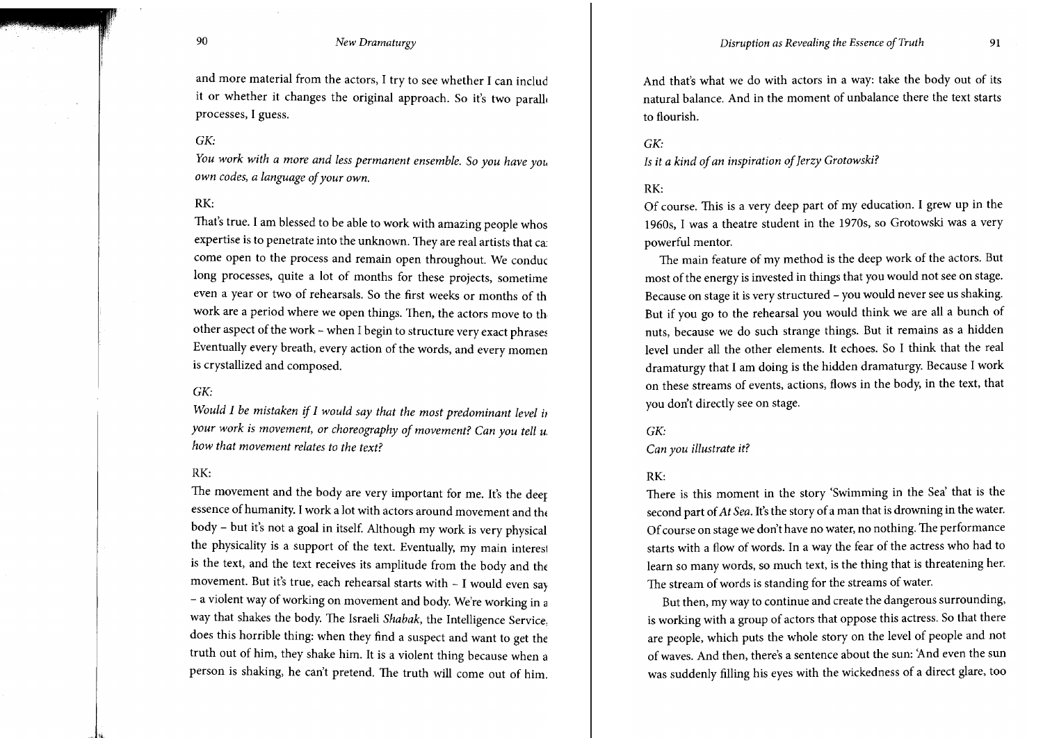and more material from the actors, I try to see whether I can includ it or whether it changes the original approach. So it's two parall processes, I guess.

GK:

*You work with a more and less permanent ensemble. So you have you own codes, a language of your own.*

RK:

That's true. I am blessed to be able to work with amazing people whos expertise is to penetrate into the unknown. They are real artists that ca come open to the process and remain open throughout. We conduc long processes, quite a lot of months for these projects, sometime even a year or two of rehearsals. So the first weeks or months of th work are a period where we open things. Then, the actors move to th other aspect of the work – when I begin to structure very exact phrases Eventually every breath, every action of the words, and every momen is crystallized and composed.

GK:

*Would I be mistaken if I would say that the most predominant level i your work is movement, or choreography of movement? Can you tell u how that movement relates to the text?*

RK:

The movement and the body are very important for me. It's the deep essence of humanity. I work a lot with actors around movement and the body – but it's not a goal in itself. Although my work is very physical the physicality is a support of the text. Eventually, my main interest is the text, and the text receives its amplitude from the body and the movement. But it's true, each rehearsal starts with – I would even say – a violent way of working on movement and body. We're working in a way that shakes the body. The Israeli *Shabak*, the Intelligence Service, does this horrible thing: when they find a suspect and want to get the truth out of him, they shake him. It is a violent thing because when a person is shaking, he can't pretend. The truth will come out of him. And that's what we do with actors in a way: take the body out of its natural balance. And in the moment of unbalance there the text starts to flourish.

GK:

*Is it a kind of an inspiration of Jerzy Grotowski?*

RK:

Of course. This is a very deep part of my education. I grew up in the 1960s, I was a theatre student in the 1970s, so Grotowski was a very powerful mentor.

The main feature of my method is the deep work of the actors. But most of the energy is invested in things that you would not see on stage. Because on stage it is very structured – you would never see us shaking. But if you go to the rehearsal you would think we are all a bunch of nuts, because we do such strange things. But it remains as a hidden level under all the other elements. It echoes. So I think that the real dramaturgy that I am doing is the hidden dramaturgy. Because I work on these streams of events, actions, flows in the body, in the text, that you don't directly see on stage.

GK:

*Can you illustrate it?*

RK:

There is this moment in the story 'Swimming in the Sea' that is the second part of *At Sea*. It's the story of a man that is drowning in the water. Of course on stage we don't have no water, no nothing. The performance starts with a flow of words. In a way the fear of the actress who had to learn so many words, so much text, is the thing that is threatening her. The stream of words is standing for the streams of water.

But then, my way to continue and create the dangerous surrounding, is working with a group of actors that oppose this actress. So that there are people, which puts the whole story on the level of people and not of waves. And then, there's a sentence about the sun: 'And even the sun was suddenly filling his eyes with the wickedness of a direct glare, too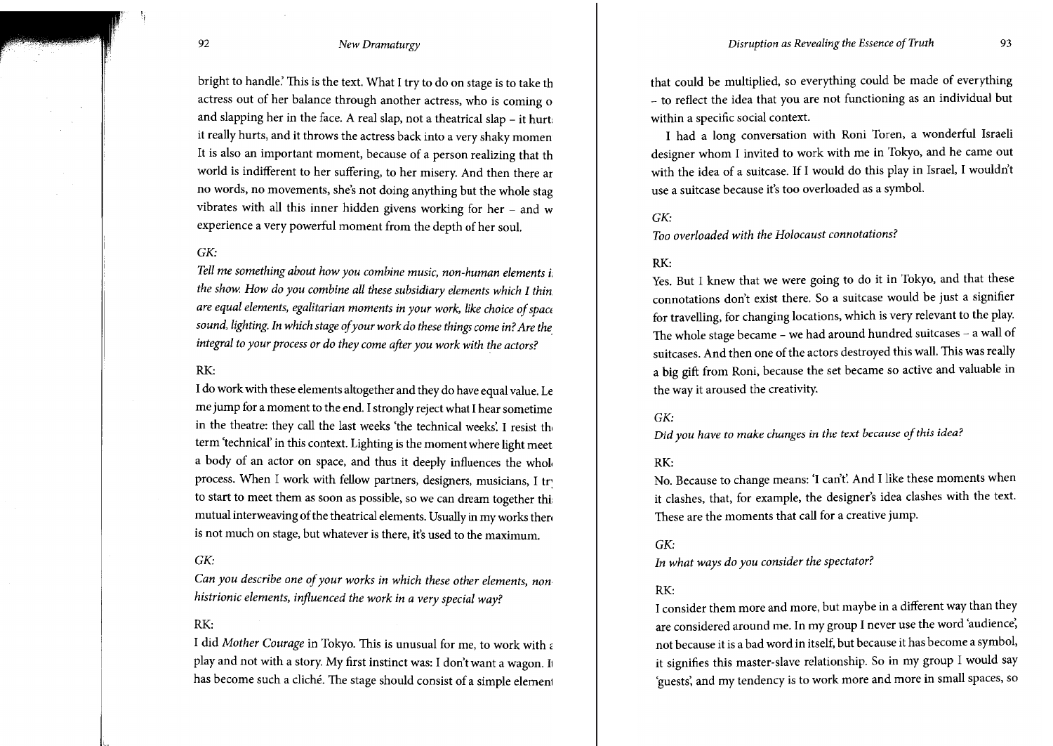bright to handle.' This is the text. What I try to do on stage is to take the actress out of her balance through another actress, who is coming on and slapping her in the face. A real slap, not a theatrical slap – it hurts, it really hurts, and it throws the actress back into a very shaky moment. It is also an important moment, because of a person realizing that the world is indifferent to her suffering, to her misery. And then there are no words, no movements, she's not doing anything but the whole stage vibrates with all this inner hidden givens working for her – and we experience a very powerful moment from the depth of her soul.

GK:

*Tell me something about how you combine music, non-human elements in the show. How do you combine all these subsidiary elements which I think are equal elements, egalitarian moments in your work, like choice of space, sound, lighting. In which stage of your work do these things come in? Are they integral to your process or do they come after you work with the actors?*

RK:

I do work with these elements altogether and they do have equal value. Let me jump for a moment to the end. I strongly reject what I hear sometimes in the theatre: they call the last weeks 'the technical weeks'. I resist the term 'technical' in this context. Lighting is the moment where light meets a body of an actor on space, and thus it deeply influences the whole process. When I work with fellow partners, designers, musicians, I try to start to meet them as soon as possible, so we can dream together this mutual interweaving of the theatrical elements. Usually in my works there is not much on stage, but whatever is there, it's used to the maximum.

GK:

*Can you describe one of your works in which these other elements, non-histrionic elements, influenced the work in a very special way?*

RK:

I did *Mother Courage* in Tokyo. This is unusual for me, to work with a play and not with a story. My first instinct was: I don't want a wagon. It has become such a cliché. The stage should consist of a simple element that could be multiplied, so everything could be made of everything – to reflect the idea that you are not functioning as an individual but within a specific social context.

I had a long conversation with Roni Toren, a wonderful Israeli designer whom I invited to work with me in Tokyo, and he came out with the idea of a suitcase. If I would do this play in Israel, I wouldn't use a suitcase because it's too overloaded as a symbol.

GK:

*Too overloaded with the Holocaust connotations?*

RK:

Yes. But I knew that we were going to do it in Tokyo, and that these connotations don't exist there. So a suitcase would be just a signifier for travelling, for changing locations, which is very relevant to the play. The whole stage became – we had around hundred suitcases – a wall of suitcases. And then one of the actors destroyed this wall. This was really a big gift from Roni, because the set became so active and valuable in the way it aroused the creativity.

GK:

*Did you have to make changes in the text because of this idea?*

RK:

No. Because to change means: 'I can't'. And I like these moments when it clashes, that, for example, the designer's idea clashes with the text. These are the moments that call for a creative jump.

GK:

*In what ways do you consider the spectator?*

RK:

I consider them more and more, but maybe in a different way than they are considered around me. In my group I never use the word 'audience', not because it is a bad word in itself, but because it has become a symbol, it signifies this master-slave relationship. So in my group I would say 'guests', and my tendency is to work more and more in small spaces, so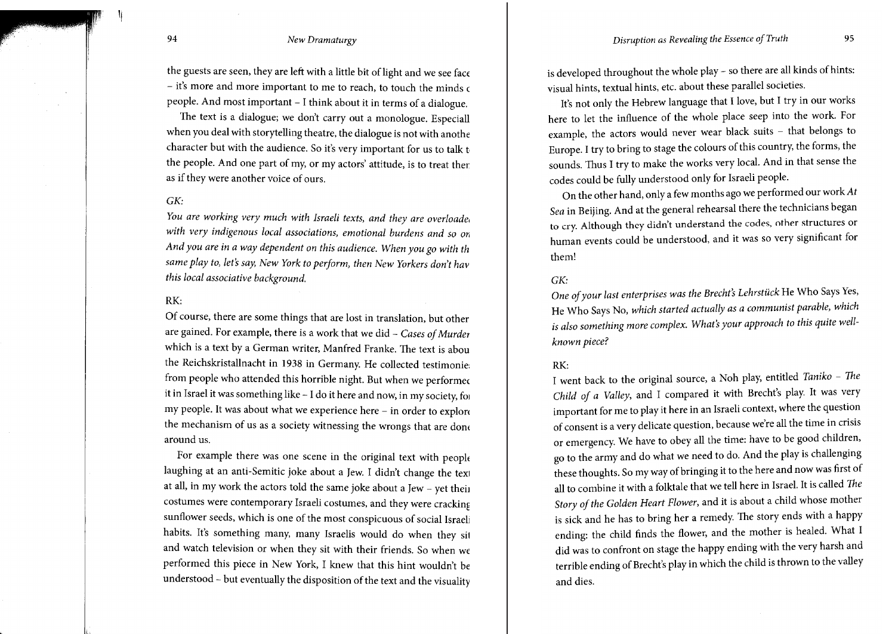the guests are seen, they are left with a little bit of light and we see face – it's more and more important to me to reach, to touch the minds c people. And most important – I think about it in terms of a dialogue.

The text is a dialogue; we don't carry out a monologue. Especiall when you deal with storytelling theatre, the dialogue is not with anothe character but with the audience. So it's very important for us to talk t the people. And one part of my, or my actors' attitude, is to treat ther as if they were another voice of ours.

GK:

*You are working very much with Israeli texts, and they are overloade with very indigenous local associations, emotional burdens and so on And you are in a way dependent on this audience. When you go with th same play to, let's say, New York to perform, then New Yorkers don't hav this local associative background.*

RK:

Of course, there are some things that are lost in translation, but other are gained. For example, there is a work that we did – *Cases of Murder* which is a text by a German writer, Manfred Franke. The text is abou the Reichskristallnacht in 1938 in Germany. He collected testimonie from people who attended this horrible night. But when we performe it in Israel it was something like – I do it here and now, in my society, fo my people. It was about what we experience here – in order to explor the mechanism of us as a society witnessing the wrongs that are don around us.

For example there was one scene in the original text with peopl laughing at an anti-Semitic joke about a Jew. I didn't change the tex at all, in my work the actors told the same joke about a Jew – yet thei costumes were contemporary Israeli costumes, and they were crackin sunflower seeds, which is one of the most conspicuous of social Israel habits. It's something many, many Israelis would do when they si and watch television or when they sit with their friends. So when we performed this piece in New York, I knew that this hint wouldn't be understood – but eventually the disposition of the text and the visuality is developed throughout the whole play – so there are all kinds of hints: visual hints, textual hints, etc. about these parallel societies.

It's not only the Hebrew language that I love, but I try in our works here to let the influence of the whole place seep into the work. For example, the actors would never wear black suits – that belongs to Europe. I try to bring to stage the colours of this country, the forms, the sounds. Thus I try to make the works very local. And in that sense the codes could be fully understood only for Israeli people.

On the other hand, only a few months ago we performed our work *At Sea* in Beijing. And at the general rehearsal there the technicians began to cry. Although they didn't understand the codes, other structures or human events could be understood, and it was so very significant for them!

GK:

*One of your last enterprises was the Brecht's Lehrstück* He Who Says Yes, He Who Says No, *which started actually as a communist parable, which is also something more complex. What's your approach to this quite well-known piece?*

RK:

I went back to the original source, a Noh play, entitled *Taniko – The Child of a Valley*, and I compared it with Brecht's play. It was very important for me to play it here in an Israeli context, where the question of consent is a very delicate question, because we're all the time in crisis or emergency. We have to obey all the time: have to be good children, go to the army and do what we need to do. And the play is challenging these thoughts. So my way of bringing it to the here and now was first of all to combine it with a folktale that we tell here in Israel. It is called *The Story of the Golden Heart Flower*, and it is about a child whose mother is sick and he has to bring her a remedy. The story ends with a happy ending: the child finds the flower, and the mother is healed. What I did was to confront on stage the happy ending with the very harsh and terrible ending of Brecht's play in which the child is thrown to the valley and dies.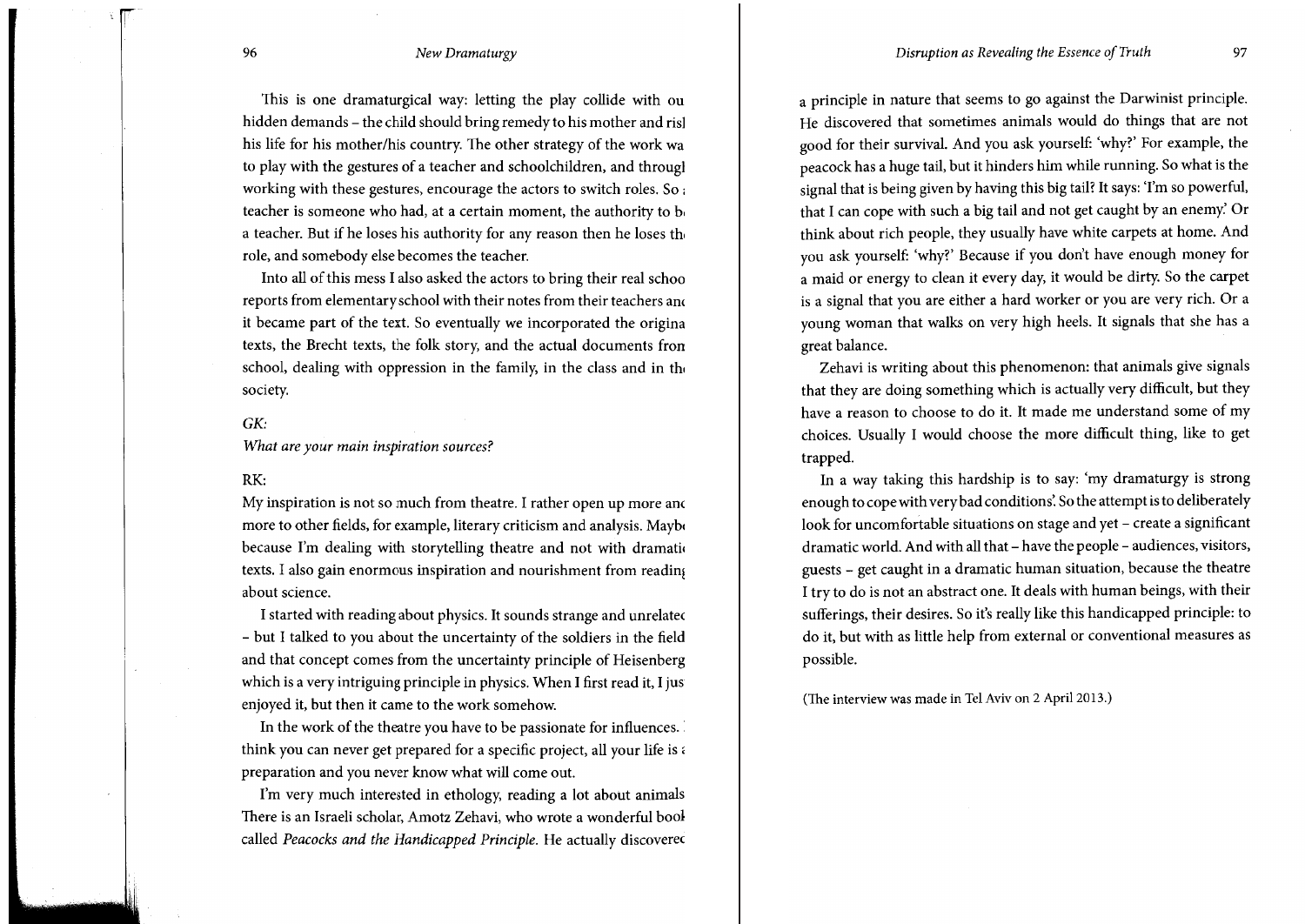This is one dramaturgical way: letting the play collide with ou hidden demands – the child should bring remedy to his mother and risl his life for his mother/his country. The other strategy of the work wa to play with the gestures of a teacher and schoolchildren, and througl working with these gestures, encourage the actors to switch roles. So teacher is someone who had, at a certain moment, the authority to b a teacher. But if he loses his authority for any reason then he loses th role, and somebody else becomes the teacher.

Into all of this mess I also asked the actors to bring their real schoo reports from elementary school with their notes from their teachers an it became part of the text. So eventually we incorporated the origina texts, the Brecht texts, the folk story, and the actual documents fron school, dealing with oppression in the family, in the class and in th society.

*GK:*

*What are your main inspiration sources?*

RK:

My inspiration is not so much from theatre. I rather open up more an more to other fields, for example, literary criticism and analysis. Mayb because I'm dealing with storytelling theatre and not with dramati texts. I also gain enormous inspiration and nourishment from readin about science.

I started with reading about physics. It sounds strange and unrelate – but I talked to you about the uncertainty of the soldiers in the field and that concept comes from the uncertainty principle of Heisenberg which is a very intriguing principle in physics. When I first read it, I jus enjoyed it, but then it came to the work somehow.

In the work of the theatre you have to be passionate for influences. think you can never get prepared for a specific project, all your life is preparation and you never know what will come out.

I'm very much interested in ethology, reading a lot about animals There is an Israeli scholar, Amotz Zehavi, who wrote a wonderful boo called *Peacocks and the Handicapped Principle*. He actually discovere a principle in nature that seems to go against the Darwinist principle. He discovered that sometimes animals would do things that are not good for their survival. And you ask yourself: 'why?' For example, the peacock has a huge tail, but it hinders him while running. So what is the signal that is being given by having this big tail? It says: 'I'm so powerful, that I can cope with such a big tail and not get caught by an enemy.' Or think about rich people, they usually have white carpets at home. And you ask yourself: 'why?' Because if you don't have enough money for a maid or energy to clean it every day, it would be dirty. So the carpet is a signal that you are either a hard worker or you are very rich. Or a young woman that walks on very high heels. It signals that she has a great balance.

Zehavi is writing about this phenomenon: that animals give signals that they are doing something which is actually very difficult, but they have a reason to choose to do it. It made me understand some of my choices. Usually I would choose the more difficult thing, like to get trapped.

In a way taking this hardship is to say: 'my dramaturgy is strong enough to cope with very bad conditions'. So the attempt is to deliberately look for uncomfortable situations on stage and yet – create a significant dramatic world. And with all that – have the people – audiences, visitors, guests – get caught in a dramatic human situation, because the theatre I try to do is not an abstract one. It deals with human beings, with their sufferings, their desires. So it's really like this handicapped principle: to do it, but with as little help from external or conventional measures as possible.

(The interview was made in Tel Aviv on 2 April 2013.)